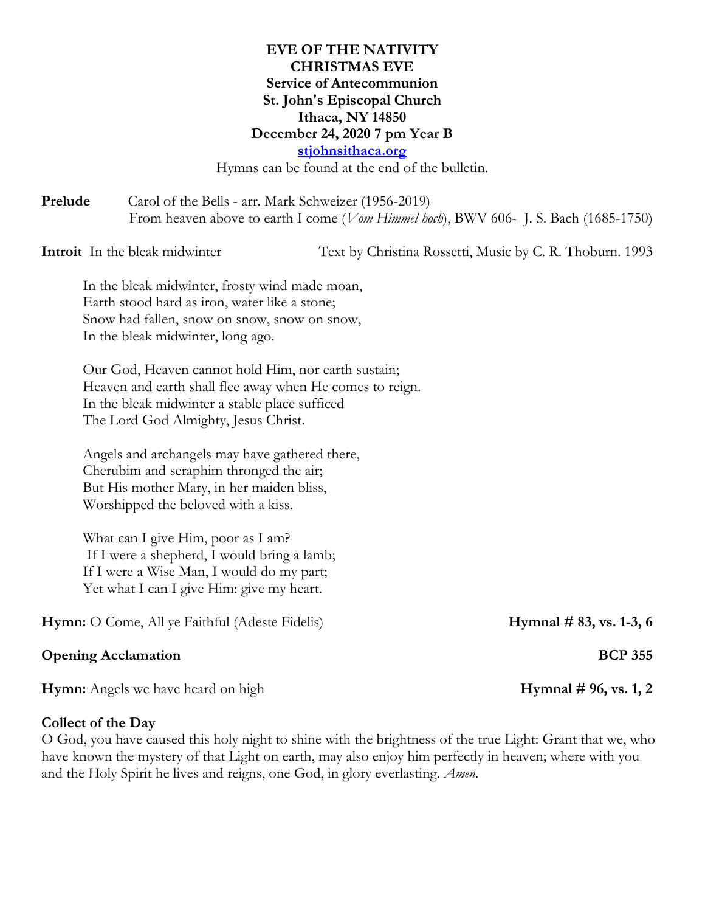# EVE OF THE NATIVITY
# CHRISTMAS EVE
## Service of Antecommunion
## St. John's Episcopal Church
## Ithaca, NY 14850
## December 24, 2020 7 pm Year B

**[stjohnsithaca.org](http://stjohnsithaca.org)**

Hymns can be found at the end of the bulletin.

**Prelude** Carol of the Bells - arr. Mark Schweizer (1956-2019)
From heaven above to earth I come (*Vom Himmel hoch*), BWV 606- J. S. Bach (1685-1750)

**Introit** In the bleak midwinter — Text by Christina Rossetti, Music by C. R. Thoburn. 1993

In the bleak midwinter, frosty wind made moan,
Earth stood hard as iron, water like a stone;
Snow had fallen, snow on snow, snow on snow,
In the bleak midwinter, long ago.

Our God, Heaven cannot hold Him, nor earth sustain;
Heaven and earth shall flee away when He comes to reign.
In the bleak midwinter a stable place sufficed
The Lord God Almighty, Jesus Christ.

Angels and archangels may have gathered there,
Cherubim and seraphim thronged the air;
But His mother Mary, in her maiden bliss,
Worshipped the beloved with a kiss.

What can I give Him, poor as I am?
If I were a shepherd, I would bring a lamb;
If I were a Wise Man, I would do my part;
Yet what I can I give Him: give my heart.

**Hymn:** O Come, All ye Faithful (Adeste Fidelis) — **Hymnal # 83, vs. 1-3, 6**

**Opening Acclamation** — **BCP 355**

**Hymn:** Angels we have heard on high — **Hymnal # 96, vs. 1, 2**

**Collect of the Day**

O God, you have caused this holy night to shine with the brightness of the true Light: Grant that we, who have known the mystery of that Light on earth, may also enjoy him perfectly in heaven; where with you and the Holy Spirit he lives and reigns, one God, in glory everlasting. *Amen.*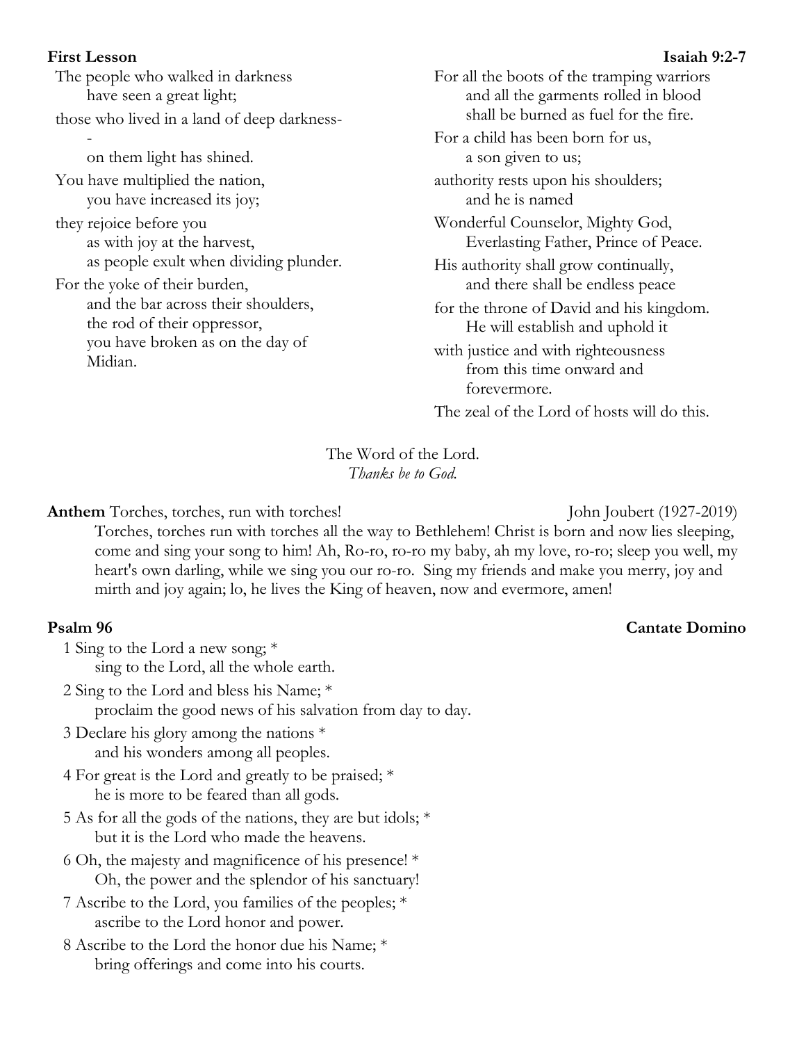**First Lesson** **Isaiah 9:2-7**

The people who walked in darkness
have seen a great light;
those who lived in a land of deep darkness--
on them light has shined.
You have multiplied the nation,
you have increased its joy;
they rejoice before you
as with joy at the harvest,
as people exult when dividing plunder.
For the yoke of their burden,
and the bar across their shoulders,
the rod of their oppressor,
you have broken as on the day of Midian.
For all the boots of the tramping warriors
and all the garments rolled in blood
shall be burned as fuel for the fire.
For a child has been born for us,
a son given to us;
authority rests upon his shoulders;
and he is named
Wonderful Counselor, Mighty God,
Everlasting Father, Prince of Peace.
His authority shall grow continually,
and there shall be endless peace
for the throne of David and his kingdom.
He will establish and uphold it
with justice and with righteousness
from this time onward and forevermore.
The zeal of the Lord of hosts will do this.

The Word of the Lord.
*Thanks be to God.*

**Anthem** Torches, torches, run with torches! John Joubert (1927-2019)

Torches, torches run with torches all the way to Bethlehem! Christ is born and now lies sleeping, come and sing your song to him! Ah, Ro-ro, ro-ro my baby, ah my love, ro-ro; sleep you well, my heart's own darling, while we sing you our ro-ro. Sing my friends and make you merry, joy and mirth and joy again; lo, he lives the King of heaven, now and evermore, amen!

**Psalm 96** **Cantate Domino**

1 Sing to the Lord a new song; *
sing to the Lord, all the whole earth.

2 Sing to the Lord and bless his Name; *
proclaim the good news of his salvation from day to day.

3 Declare his glory among the nations *
and his wonders among all peoples.

4 For great is the Lord and greatly to be praised; *
he is more to be feared than all gods.

5 As for all the gods of the nations, they are but idols; *
but it is the Lord who made the heavens.

6 Oh, the majesty and magnificence of his presence! *
Oh, the power and the splendor of his sanctuary!

7 Ascribe to the Lord, you families of the peoples; *
ascribe to the Lord honor and power.

8 Ascribe to the Lord the honor due his Name; *
bring offerings and come into his courts.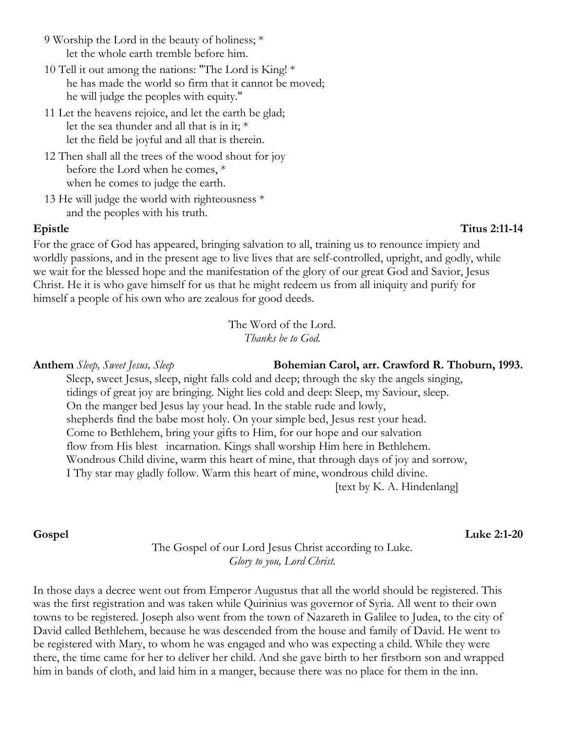9 Worship the Lord in the beauty of holiness; *
  let the whole earth tremble before him.

10 Tell it out among the nations: "The Lord is King! *
  he has made the world so firm that it cannot be moved;
  he will judge the peoples with equity."

11 Let the heavens rejoice, and let the earth be glad;
  let the sea thunder and all that is in it; *
  let the field be joyful and all that is therein.

12 Then shall all the trees of the wood shout for joy
  before the Lord when he comes, *
  when he comes to judge the earth.

13 He will judge the world with righteousness *
  and the peoples with his truth.

**Epistle** **Titus 2:11-14**

For the grace of God has appeared, bringing salvation to all, training us to renounce impiety and worldly passions, and in the present age to live lives that are self-controlled, upright, and godly, while we wait for the blessed hope and the manifestation of the glory of our great God and Savior, Jesus Christ. He it is who gave himself for us that he might redeem us from all iniquity and purify for himself a people of his own who are zealous for good deeds.

The Word of the Lord.
*Thanks be to God.*

**Anthem** *Sleep, Sweet Jesus, Sleep* **Bohemian Carol, arr. Crawford R. Thoburn, 1993.**

Sleep, sweet Jesus, sleep, night falls cold and deep; through the sky the angels singing, tidings of great joy are bringing. Night lies cold and deep: Sleep, my Saviour, sleep.
On the manger bed Jesus lay your head. In the stable rude and lowly, shepherds find the babe most holy. On your simple bed, Jesus rest your head.
Come to Bethlehem, bring your gifts to Him, for our hope and our salvation flow from His blest incarnation. Kings shall worship Him here in Bethlehem.
Wondrous Child divine, warm this heart of mine, that through days of joy and sorrow, I Thy star may gladly follow. Warm this heart of mine, wondrous child divine.

[text by K. A. Hindenlang]

**Gospel** **Luke 2:1-20**

The Gospel of our Lord Jesus Christ according to Luke.
*Glory to you, Lord Christ.*

In those days a decree went out from Emperor Augustus that all the world should be registered. This was the first registration and was taken while Quirinius was governor of Syria. All went to their own towns to be registered. Joseph also went from the town of Nazareth in Galilee to Judea, to the city of David called Bethlehem, because he was descended from the house and family of David. He went to be registered with Mary, to whom he was engaged and who was expecting a child. While they were there, the time came for her to deliver her child. And she gave birth to her firstborn son and wrapped him in bands of cloth, and laid him in a manger, because there was no place for them in the inn.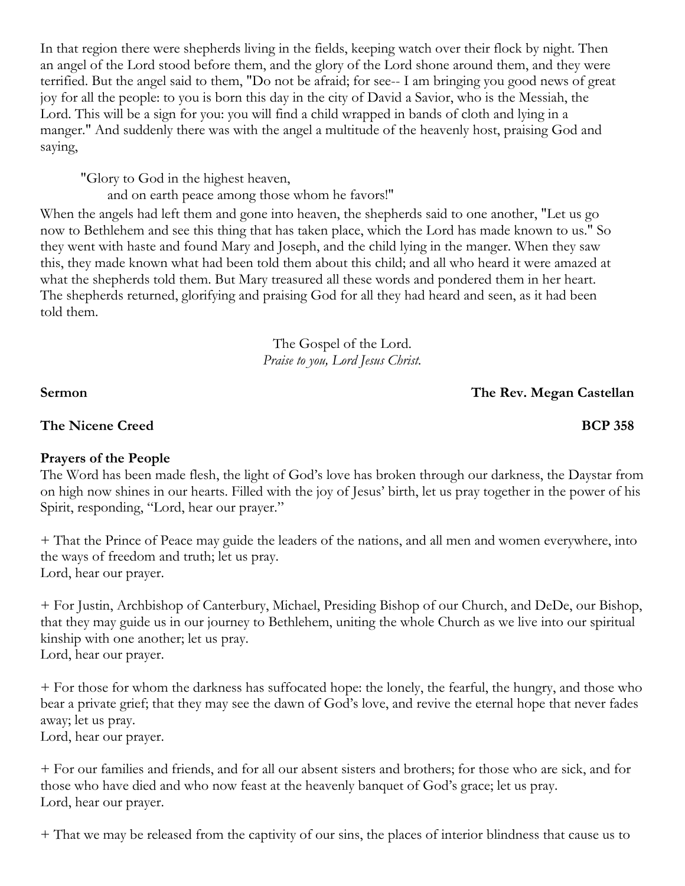In that region there were shepherds living in the fields, keeping watch over their flock by night. Then an angel of the Lord stood before them, and the glory of the Lord shone around them, and they were terrified. But the angel said to them, "Do not be afraid; for see-- I am bringing you good news of great joy for all the people: to you is born this day in the city of David a Savior, who is the Messiah, the Lord. This will be a sign for you: you will find a child wrapped in bands of cloth and lying in a manger." And suddenly there was with the angel a multitude of the heavenly host, praising God and saying,

> "Glory to God in the highest heaven,
> and on earth peace among those whom he favors!"

When the angels had left them and gone into heaven, the shepherds said to one another, "Let us go now to Bethlehem and see this thing that has taken place, which the Lord has made known to us." So they went with haste and found Mary and Joseph, and the child lying in the manger. When they saw this, they made known what had been told them about this child; and all who heard it were amazed at what the shepherds told them. But Mary treasured all these words and pondered them in her heart. The shepherds returned, glorifying and praising God for all they had heard and seen, as it had been told them.

The Gospel of the Lord.
*Praise to you, Lord Jesus Christ.*

**Sermon** **The Rev. Megan Castellan**

**The Nicene Creed** **BCP 358**

**Prayers of the People**

The Word has been made flesh, the light of God's love has broken through our darkness, the Daystar from on high now shines in our hearts. Filled with the joy of Jesus' birth, let us pray together in the power of his Spirit, responding, "Lord, hear our prayer."

+ That the Prince of Peace may guide the leaders of the nations, and all men and women everywhere, into the ways of freedom and truth; let us pray.
Lord, hear our prayer.

+ For Justin, Archbishop of Canterbury, Michael, Presiding Bishop of our Church, and DeDe, our Bishop, that they may guide us in our journey to Bethlehem, uniting the whole Church as we live into our spiritual kinship with one another; let us pray.
Lord, hear our prayer.

+ For those for whom the darkness has suffocated hope: the lonely, the fearful, the hungry, and those who bear a private grief; that they may see the dawn of God's love, and revive the eternal hope that never fades away; let us pray.
Lord, hear our prayer.

+ For our families and friends, and for all our absent sisters and brothers; for those who are sick, and for those who have died and who now feast at the heavenly banquet of God's grace; let us pray.
Lord, hear our prayer.

+ That we may be released from the captivity of our sins, the places of interior blindness that cause us to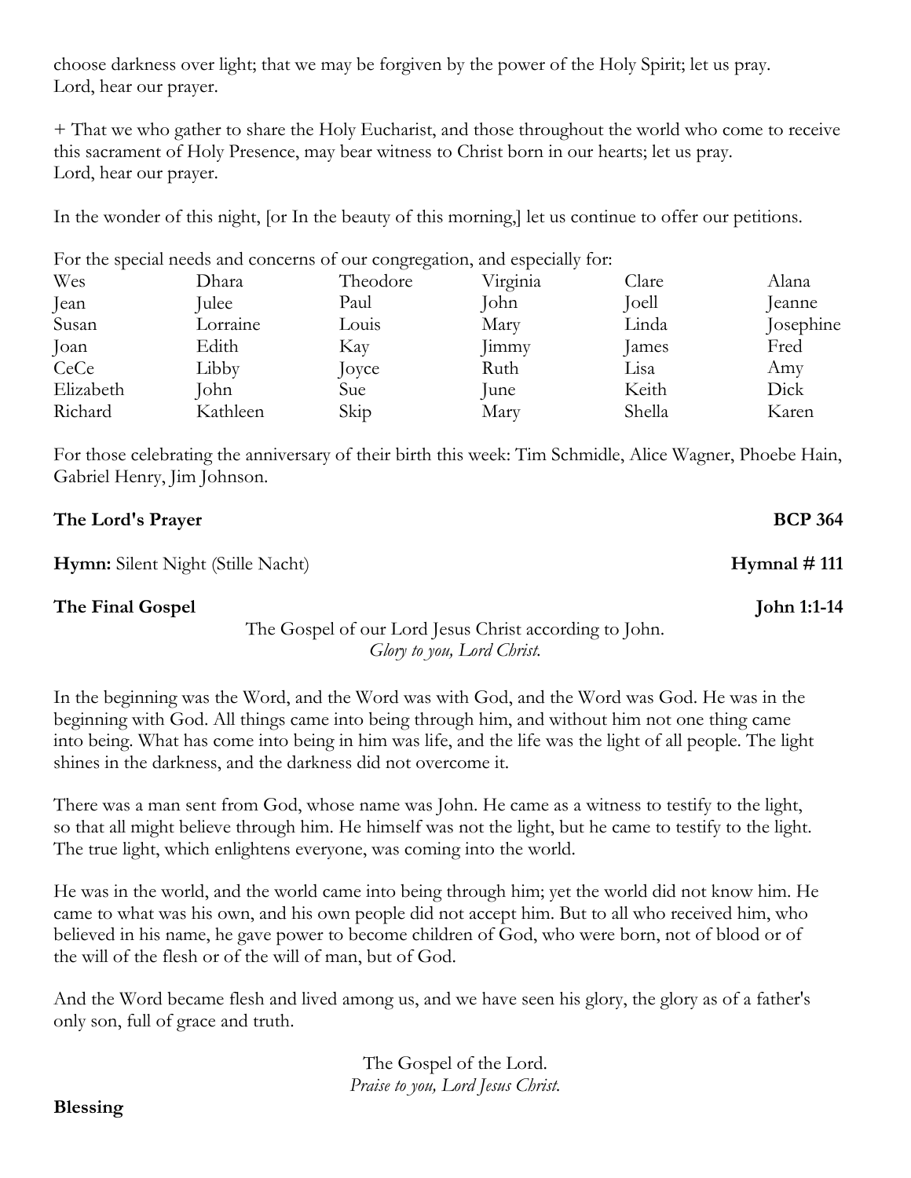choose darkness over light; that we may be forgiven by the power of the Holy Spirit; let us pray.
Lord, hear our prayer.

+ That we who gather to share the Holy Eucharist, and those throughout the world who come to receive this sacrament of Holy Presence, may bear witness to Christ born in our hearts; let us pray.
Lord, hear our prayer.

In the wonder of this night, [or In the beauty of this morning,] let us continue to offer our petitions.

For the special needs and concerns of our congregation, and especially for:

| | | | | | |
|---|---|---|---|---|---|
| Wes | Dhara | Theodore | Virginia | Clare | Alana |
| Jean | Julee | Paul | John | Joell | Jeanne |
| Susan | Lorraine | Louis | Mary | Linda | Josephine |
| Joan | Edith | Kay | Jimmy | James | Fred |
| CeCe | Libby | Joyce | Ruth | Lisa | Amy |
| Elizabeth | John | Sue | June | Keith | Dick |
| Richard | Kathleen | Skip | Mary | Shella | Karen |

For those celebrating the anniversary of their birth this week: Tim Schmidle, Alice Wagner, Phoebe Hain, Gabriel Henry, Jim Johnson.

**The Lord's Prayer** **BCP 364**

**Hymn:** Silent Night (Stille Nacht) **Hymnal # 111**

**The Final Gospel** **John 1:1-14**

The Gospel of our Lord Jesus Christ according to John.
*Glory to you, Lord Christ.*

In the beginning was the Word, and the Word was with God, and the Word was God. He was in the beginning with God. All things came into being through him, and without him not one thing came into being. What has come into being in him was life, and the life was the light of all people. The light shines in the darkness, and the darkness did not overcome it.

There was a man sent from God, whose name was John. He came as a witness to testify to the light, so that all might believe through him. He himself was not the light, but he came to testify to the light. The true light, which enlightens everyone, was coming into the world.

He was in the world, and the world came into being through him; yet the world did not know him. He came to what was his own, and his own people did not accept him. But to all who received him, who believed in his name, he gave power to become children of God, who were born, not of blood or of the will of the flesh or of the will of man, but of God.

And the Word became flesh and lived among us, and we have seen his glory, the glory as of a father's only son, full of grace and truth.

The Gospel of the Lord.
*Praise to you, Lord Jesus Christ.*

**Blessing**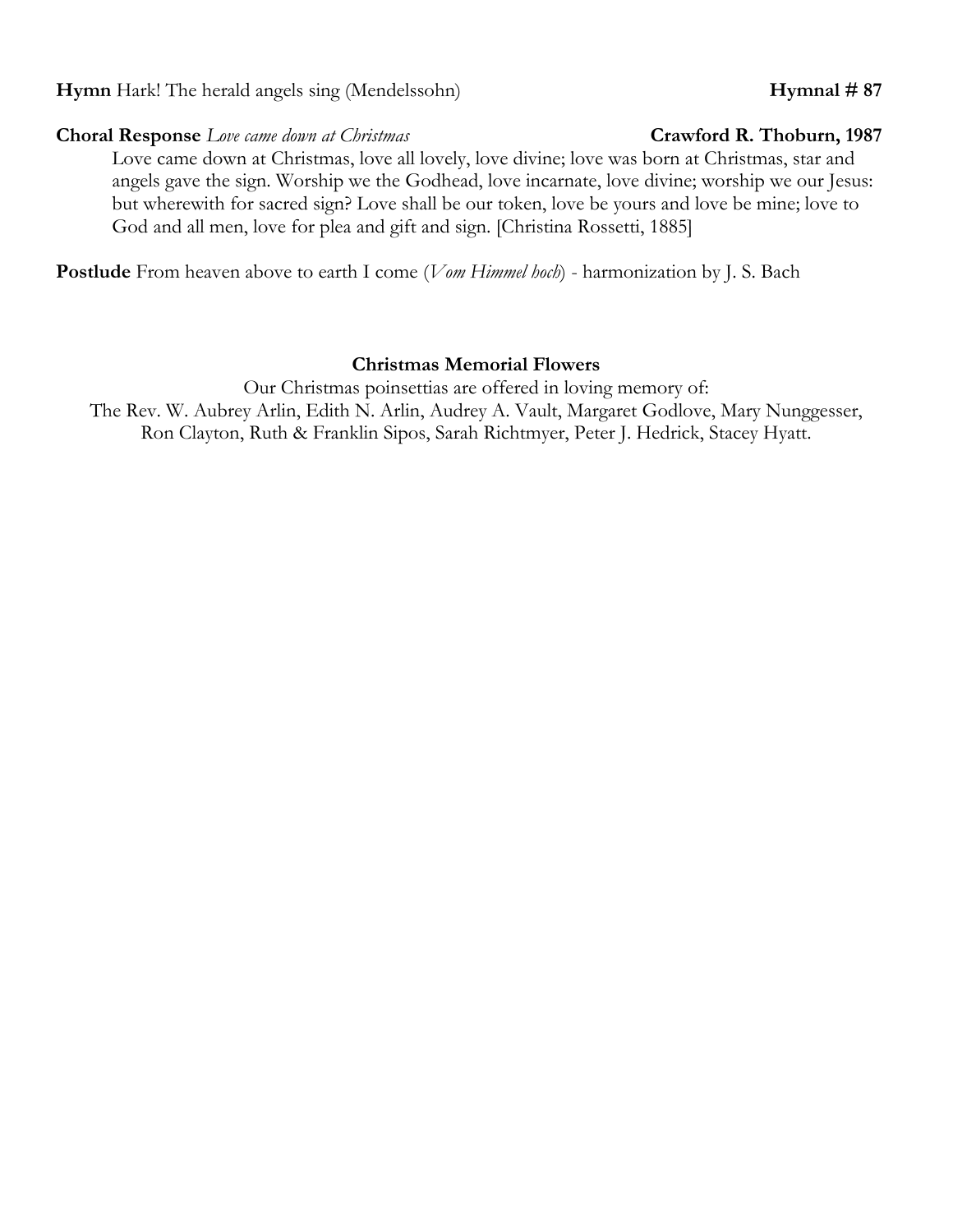**Hymn** Hark! The herald angels sing (Mendelssohn) **Hymnal # 87**

**Choral Response** *Love came down at Christmas* **Crawford R. Thoburn, 1987**

Love came down at Christmas, love all lovely, love divine; love was born at Christmas, star and angels gave the sign. Worship we the Godhead, love incarnate, love divine; worship we our Jesus: but wherewith for sacred sign? Love shall be our token, love be yours and love be mine; love to God and all men, love for plea and gift and sign. [Christina Rossetti, 1885]

**Postlude** From heaven above to earth I come (*Vom Himmel hoch*) - harmonization by J. S. Bach

**Christmas Memorial Flowers**

Our Christmas poinsettias are offered in loving memory of:
The Rev. W. Aubrey Arlin, Edith N. Arlin, Audrey A. Vault, Margaret Godlove, Mary Nunggesser, Ron Clayton, Ruth & Franklin Sipos, Sarah Richtmyer, Peter J. Hedrick, Stacey Hyatt.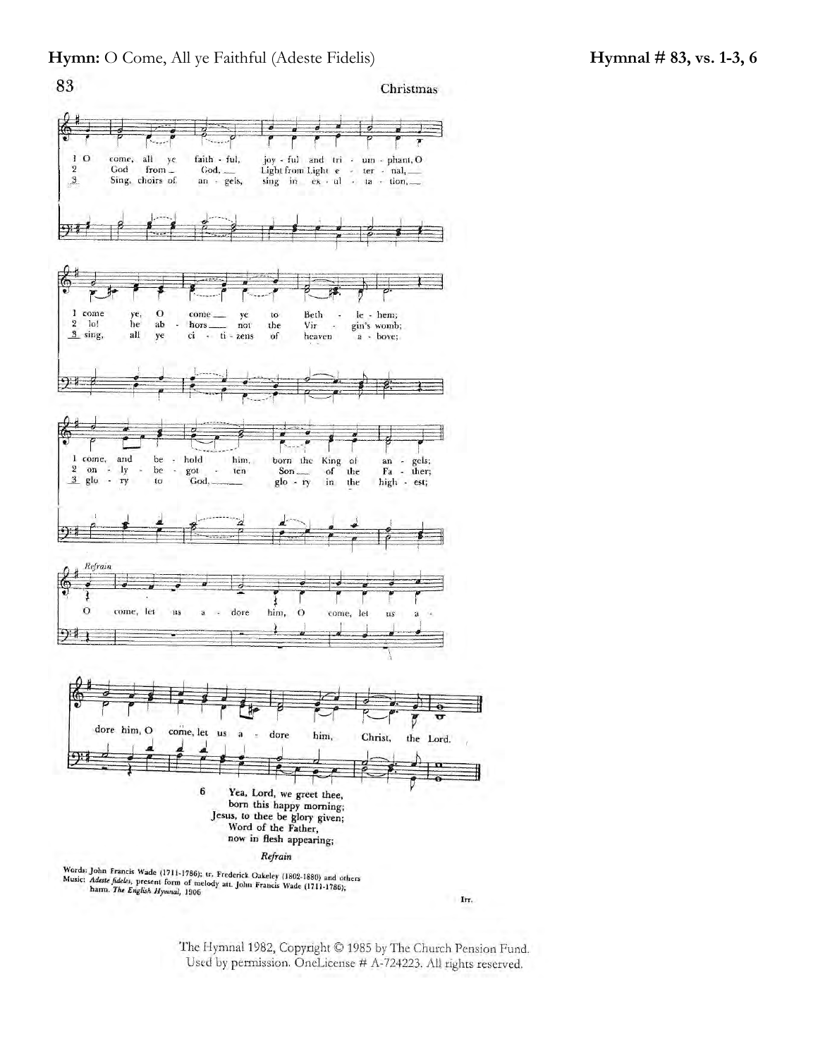**Hymn:** O Come, All ye Faithful (Adeste Fidelis) **Hymnal # 83, vs. 1-3, 6**

83 Christmas

1 O come, all ye faithful, joyful and triumphant, O come ye, O come ye to Bethlehem; come, and behold him, born the King of angels;

2 God from God, Light from Light eternal, lo! he abhors not the Virgin's womb; only begotten Son of the Father;

3 Sing, choirs of angels, sing in exultation, sing, all ye citizens of heaven above; glory to God, glory in the highest;

*Refrain*

O come, let us adore him, O come, let us adore him, O come, let us adore him, Christ, the Lord.

6 Yea, Lord, we greet thee,
born this happy morning;
Jesus, to thee be glory given;
Word of the Father,
now in flesh appearing;

*Refrain*

Words: John Francis Wade (1711-1786); tr. Frederick Oakeley (1802-1880) and others
Music: *Adeste fideles*, present form of melody att. John Francis Wade (1711-1786); harm. *The English Hymnal*, 1906

Irr.

The Hymnal 1982, Copyright © 1985 by The Church Pension Fund.
Used by permission. OneLicense # A-724223. All rights reserved.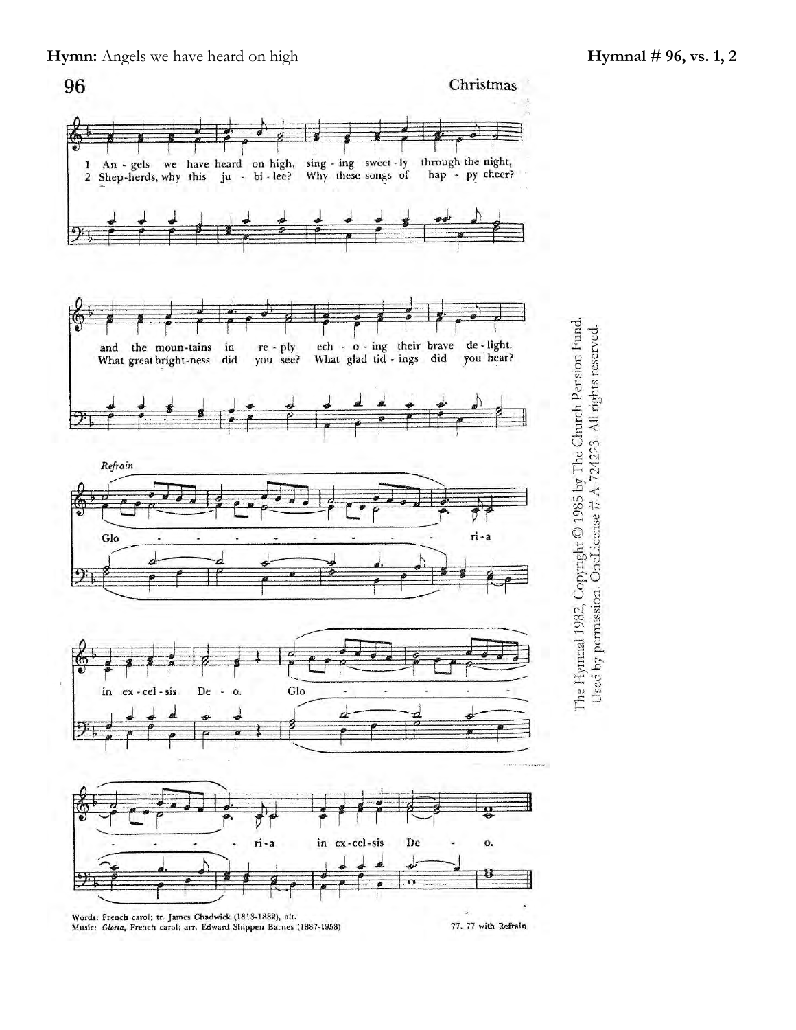**Hymn:** Angels we have heard on high **Hymnal # 96, vs. 1, 2**

96 Christmas

1 An - gels we have heard on high, sing - ing sweet - ly through the night,
2 Shep-herds, why this ju - bi - lee? Why these songs of hap - py cheer?

and the moun-tains in re - ply ech - o - ing their brave de - light.
What great bright-ness did you see? What glad tid - ings did you hear?

*Refrain*

Glo - - - - - - - - - ri - a in ex - cel - sis De - o. Glo - - - - - - - - - ri - a in ex - cel - sis De - o.

Words: French carol; tr. James Chadwick (1813-1882), alt.
Music: *Gloria*, French carol; arr. Edward Shippen Barnes (1887-1958)

77. 77 with Refrain

The Hymnal 1982, Copyright © 1985 by The Church Pension Fund.
Used by permission. OneLicense # A-724223. All rights reserved.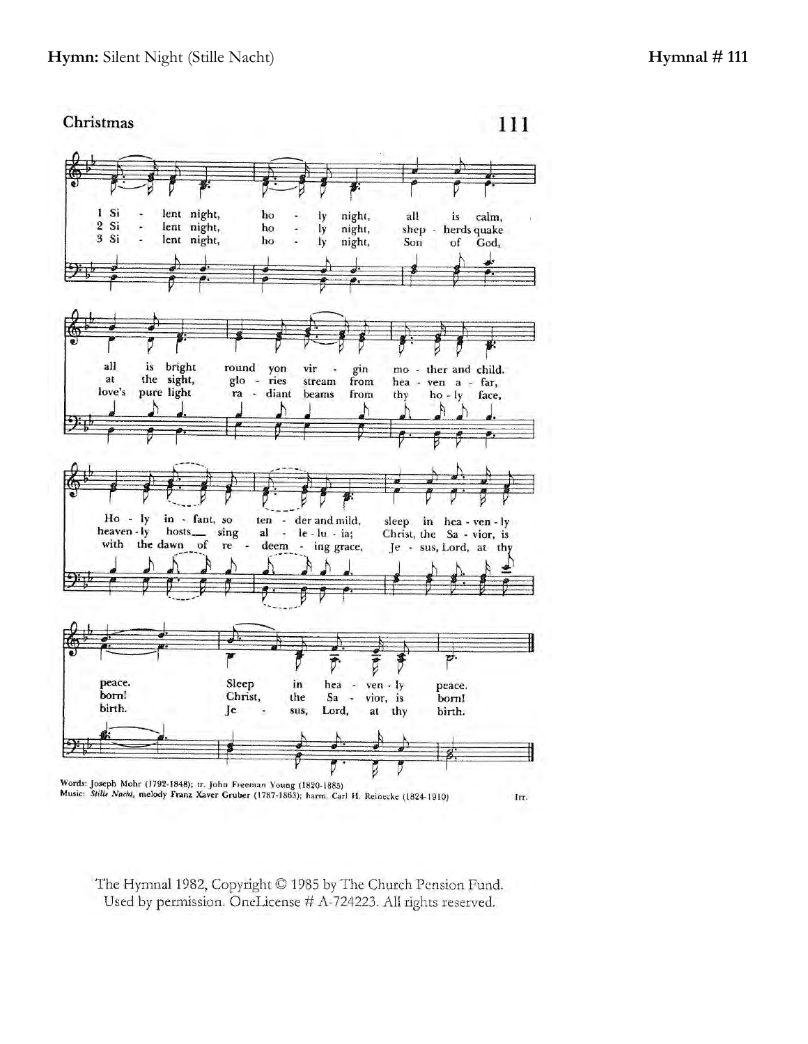**Hymn:** Silent Night (Stille Nacht) **Hymnal # 111**

**Christmas** **111**

1 Silent night, holy night, all is calm, all is bright round yon virgin mother and child. Holy infant, so tender and mild, sleep in heavenly peace. Sleep in heavenly peace.

2 Silent night, holy night, shepherds quake at the sight, glories stream from heaven afar, heavenly hosts sing alleluia; Christ, the Savior, is born! Christ, the Savior, is born!

3 Silent night, holy night, Son of God, love's pure light radiant beams from thy holy face, with the dawn of redeeming grace, Jesus, Lord, at thy birth. Jesus, Lord, at thy birth.

Words: Joseph Mohr (1792-1848); tr. John Freeman Young (1820-1885)
Music: *Stille Nacht*, melody Franz Xaver Gruber (1787-1863); harm. Carl H. Reinecke (1824-1910)

Irr.

The Hymnal 1982, Copyright © 1985 by The Church Pension Fund.
Used by permission. OneLicense # A-724223. All rights reserved.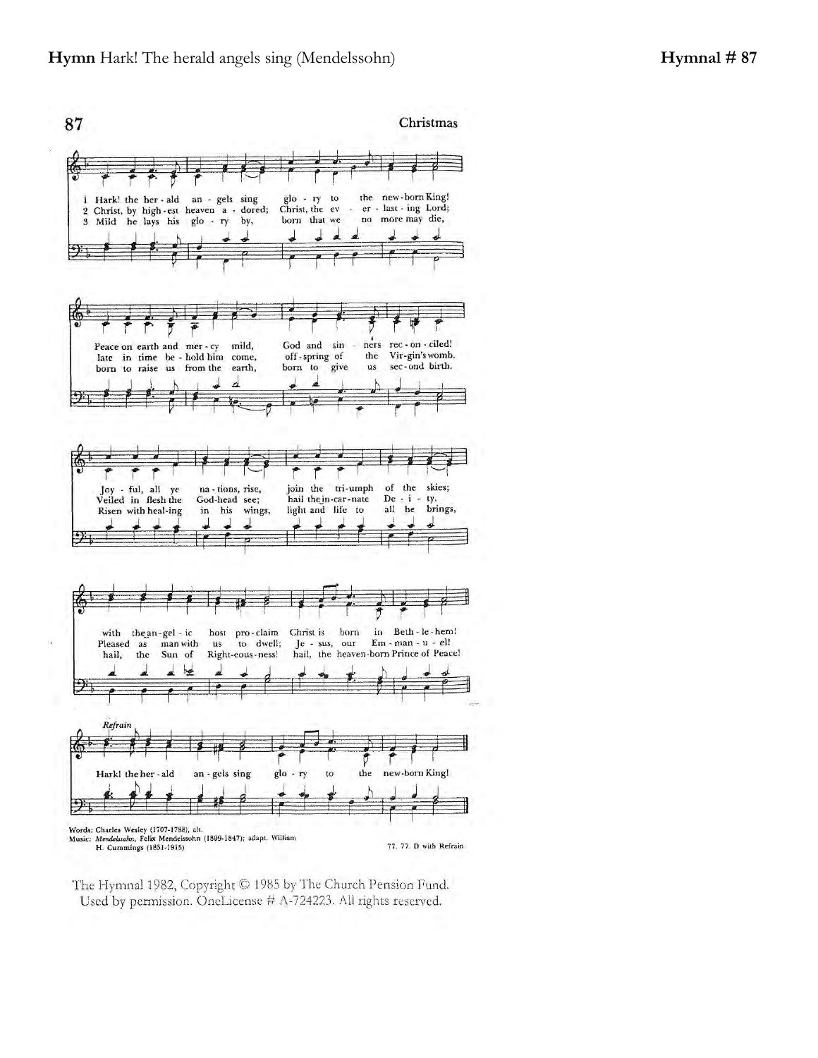**Hymn** Hark! The herald angels sing (Mendelssohn) **Hymnal # 87**

87 Christmas

1 Hark! the her-ald an-gels sing glo-ry to the new-born King!
2 Christ, by high-est heaven a-dored; Christ, the ev-er-last-ing Lord;
3 Mild he lays his glo-ry by, born that we no more may die,

Peace on earth and mer-cy mild, God and sin-ners rec-on-ciled!
late in time be-hold him come, off-spring of the Vir-gin's womb.
born to raise us from the earth, born to give us sec-ond birth.

Joy-ful, all ye na-tions, rise, join the tri-umph of the skies;
Veiled in flesh the God-head see; hail the in-car-nate De-i-ty,
Risen with heal-ing in his wings, light and life to all he brings,

with the an-gel-ic host pro-claim Christ is born in Beth-le-hem!
Pleased as man with us to dwell; Je-sus, our Em-man-u-el!
hail, the Sun of Right-eous-ness! hail, the heaven-born Prince of Peace!

*Refrain*

Hark! the her-ald an-gels sing glo-ry to the new-born King!

Words: Charles Wesley (1707-1788), alt.
Music: *Mendelssohn*, Felix Mendelssohn (1809-1847); adapt. William H. Cummings (1831-1915)

77. 77. D with Refrain

The Hymnal 1982, Copyright © 1985 by The Church Pension Fund. Used by permission. OneLicense # A-724223. All rights reserved.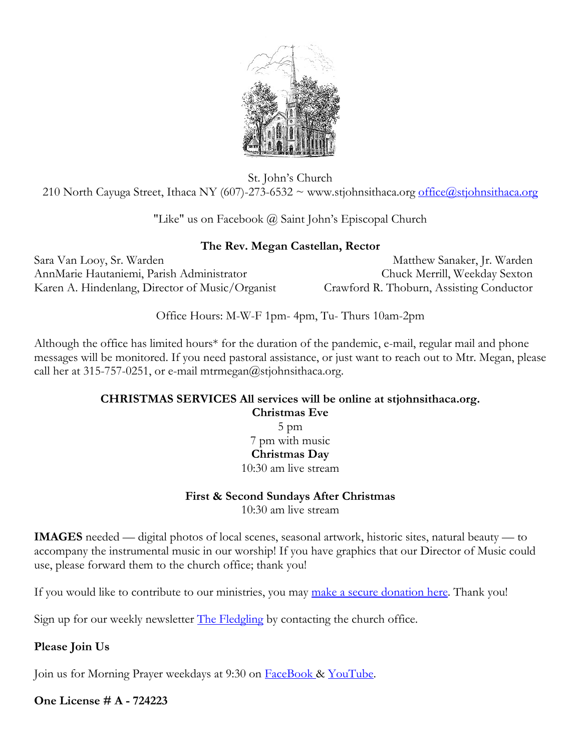St. John's Church
210 North Cayuga Street, Ithaca NY (607)-273-6532 ~ www.stjohnsithaca.org [office@stjohnsithaca.org](mailto:office@stjohnsithaca.org)

"Like" us on Facebook @ Saint John's Episcopal Church

**The Rev. Megan Castellan, Rector**

Sara Van Looy, Sr. Warden
Matthew Sanaker, Jr. Warden
AnnMarie Hautaniemi, Parish Administrator
Chuck Merrill, Weekday Sexton
Karen A. Hindenlang, Director of Music/Organist
Crawford R. Thoburn, Assisting Conductor

Office Hours: M-W-F 1pm- 4pm, Tu- Thurs 10am-2pm

Although the office has limited hours* for the duration of the pandemic, e-mail, regular mail and phone messages will be monitored. If you need pastoral assistance, or just want to reach out to Mtr. Megan, please call her at 315-757-0251, or e-mail mtrmegan@stjohnsithaca.org.

**CHRISTMAS SERVICES All services will be online at stjohnsithaca.org.**

**Christmas Eve**
5 pm
7 pm with music

**Christmas Day**
10:30 am live stream

**First & Second Sundays After Christmas**
10:30 am live stream

**IMAGES** needed — digital photos of local scenes, seasonal artwork, historic sites, natural beauty — to accompany the instrumental music in our worship! If you have graphics that our Director of Music could use, please forward them to the church office; thank you!

If you would like to contribute to our ministries, you may make a secure donation here. Thank you!

Sign up for our weekly newsletter The Fledgling by contacting the church office.

**Please Join Us**

Join us for Morning Prayer weekdays at 9:30 on FaceBook & YouTube.

**One License # A - 724223**